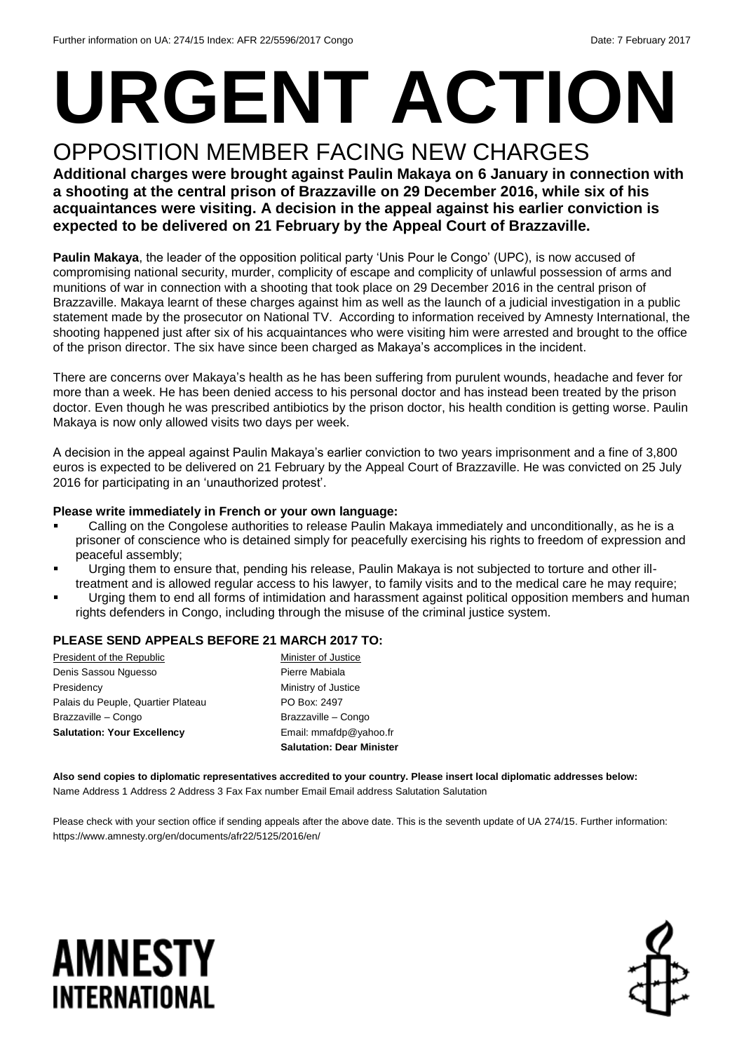Further information on UA: 274/15 Index: AFR 22/5596/2017 Congo Date: 7 February 2017

# URGENT ACTION

## OPPOSITION MEMBER FACING NEW CHARGES

**Additional charges were brought against Paulin Makaya on 6 January in connection with a shooting at the central prison of Brazzaville on 29 December 2016, while six of his acquaintances were visiting. A decision in the appeal against his earlier conviction is expected to be delivered on 21 February by the Appeal Court of Brazzaville.**

**Paulin Makaya**, the leader of the opposition political party 'Unis Pour le Congo' (UPC), is now accused of compromising national security, murder, complicity of escape and complicity of unlawful possession of arms and munitions of war in connection with a shooting that took place on 29 December 2016 in the central prison of Brazzaville. Makaya learnt of these charges against him as well as the launch of a judicial investigation in a public statement made by the prosecutor on National TV. According to information received by Amnesty International, the shooting happened just after six of his acquaintances who were visiting him were arrested and brought to the office of the prison director. The six have since been charged as Makaya's accomplices in the incident.

There are concerns over Makaya's health as he has been suffering from purulent wounds, headache and fever for more than a week. He has been denied access to his personal doctor and has instead been treated by the prison doctor. Even though he was prescribed antibiotics by the prison doctor, his health condition is getting worse. Paulin Makaya is now only allowed visits two days per week.

A decision in the appeal against Paulin Makaya's earlier conviction to two years imprisonment and a fine of 3,800 euros is expected to be delivered on 21 February by the Appeal Court of Brazzaville. He was convicted on 25 July 2016 for participating in an 'unauthorized protest'.

**Please write immediately in French or your own language:**

- Calling on the Congolese authorities to release Paulin Makaya immediately and unconditionally, as he is a prisoner of conscience who is detained simply for peacefully exercising his rights to freedom of expression and peaceful assembly;
- Urging them to ensure that, pending his release, Paulin Makaya is not subjected to torture and other ill-treatment and is allowed regular access to his lawyer, to family visits and to the medical care he may require;
- Urging them to end all forms of intimidation and harassment against political opposition members and human rights defenders in Congo, including through the misuse of the criminal justice system.

**PLEASE SEND APPEALS BEFORE 21 MARCH 2017 TO:**

President of the Republic
Denis Sassou Nguesso
Presidency
Palais du Peuple, Quartier Plateau
Brazzaville – Congo
**Salutation: Your Excellency**

Minister of Justice
Pierre Mabiala
Ministry of Justice
PO Box: 2497
Brazzaville – Congo
Email: mmafdp@yahoo.fr
**Salutation: Dear Minister**

**Also send copies to diplomatic representatives accredited to your country. Please insert local diplomatic addresses below:**
Name Address 1 Address 2 Address 3 Fax Fax number Email Email address Salutation Salutation

Please check with your section office if sending appeals after the above date. This is the seventh update of UA 274/15. Further information: https://www.amnesty.org/en/documents/afr22/5125/2016/en/

AMNESTY INTERNATIONAL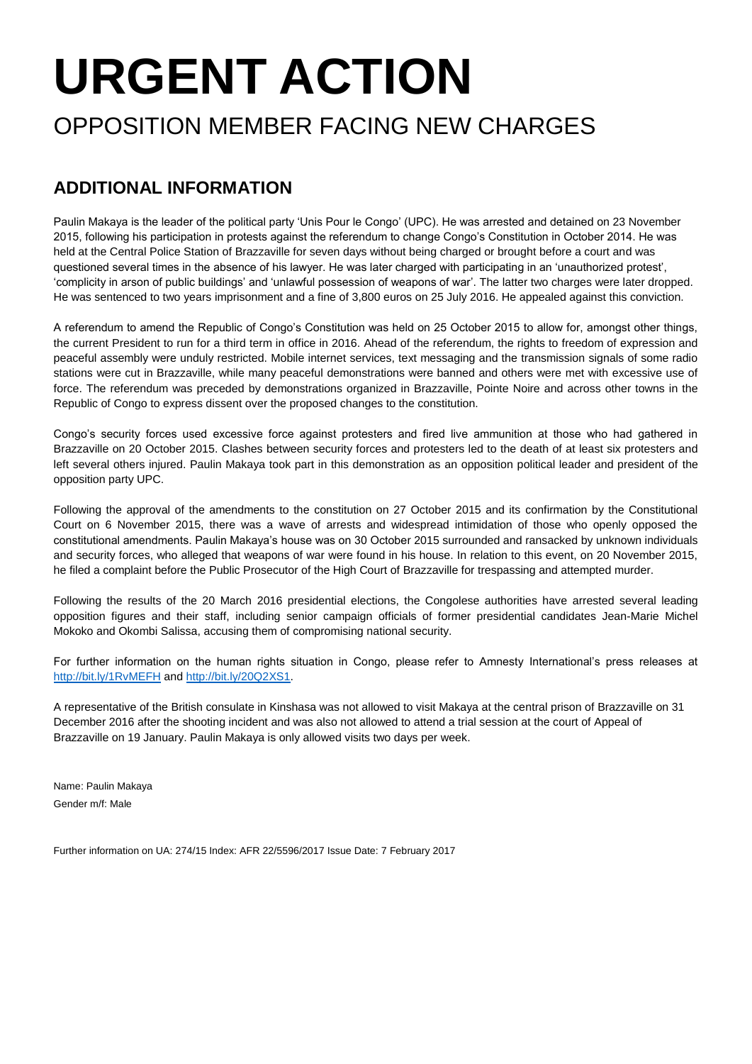# URGENT ACTION

## OPPOSITION MEMBER FACING NEW CHARGES

### ADDITIONAL INFORMATION

Paulin Makaya is the leader of the political party 'Unis Pour le Congo' (UPC). He was arrested and detained on 23 November 2015, following his participation in protests against the referendum to change Congo's Constitution in October 2014. He was held at the Central Police Station of Brazzaville for seven days without being charged or brought before a court and was questioned several times in the absence of his lawyer. He was later charged with participating in an 'unauthorized protest', 'complicity in arson of public buildings' and 'unlawful possession of weapons of war'. The latter two charges were later dropped. He was sentenced to two years imprisonment and a fine of 3,800 euros on 25 July 2016. He appealed against this conviction.

A referendum to amend the Republic of Congo's Constitution was held on 25 October 2015 to allow for, amongst other things, the current President to run for a third term in office in 2016. Ahead of the referendum, the rights to freedom of expression and peaceful assembly were unduly restricted. Mobile internet services, text messaging and the transmission signals of some radio stations were cut in Brazzaville, while many peaceful demonstrations were banned and others were met with excessive use of force. The referendum was preceded by demonstrations organized in Brazzaville, Pointe Noire and across other towns in the Republic of Congo to express dissent over the proposed changes to the constitution.

Congo's security forces used excessive force against protesters and fired live ammunition at those who had gathered in Brazzaville on 20 October 2015. Clashes between security forces and protesters led to the death of at least six protesters and left several others injured. Paulin Makaya took part in this demonstration as an opposition political leader and president of the opposition party UPC.

Following the approval of the amendments to the constitution on 27 October 2015 and its confirmation by the Constitutional Court on 6 November 2015, there was a wave of arrests and widespread intimidation of those who openly opposed the constitutional amendments. Paulin Makaya's house was on 30 October 2015 surrounded and ransacked by unknown individuals and security forces, who alleged that weapons of war were found in his house. In relation to this event, on 20 November 2015, he filed a complaint before the Public Prosecutor of the High Court of Brazzaville for trespassing and attempted murder.

Following the results of the 20 March 2016 presidential elections, the Congolese authorities have arrested several leading opposition figures and their staff, including senior campaign officials of former presidential candidates Jean-Marie Michel Mokoko and Okombi Salissa, accusing them of compromising national security.

For further information on the human rights situation in Congo, please refer to Amnesty International's press releases at http://bit.ly/1RvMEFH and http://bit.ly/20Q2XS1.

A representative of the British consulate in Kinshasa was not allowed to visit Makaya at the central prison of Brazzaville on 31 December 2016 after the shooting incident and was also not allowed to attend a trial session at the court of Appeal of Brazzaville on 19 January. Paulin Makaya is only allowed visits two days per week.

Name: Paulin Makaya
Gender m/f: Male

Further information on UA: 274/15 Index: AFR 22/5596/2017 Issue Date: 7 February 2017